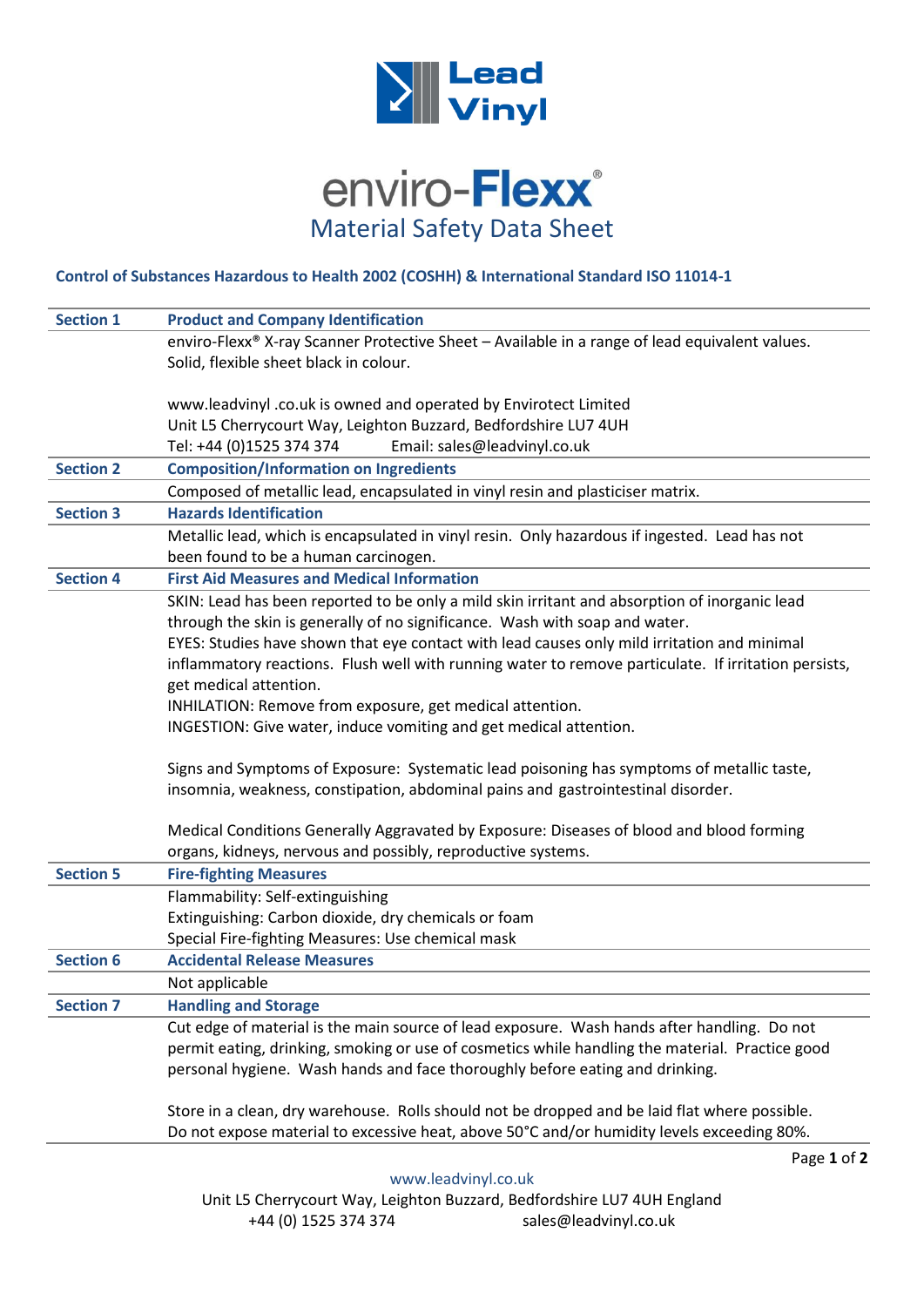Lead Vinyl

# enviro-Flexx®

## Material Safety Data Sheet

**Control of Substances Hazardous to Health 2002 (COSHH) & International Standard ISO 11014-1**

| Section | |
|---|---|
| **Section 1** | **Product and Company Identification** |
| | enviro-Flexx® X-ray Scanner Protective Sheet – Available in a range of lead equivalent values. Solid, flexible sheet black in colour.<br><br>www.leadvinyl .co.uk is owned and operated by Envirotect Limited<br>Unit L5 Cherrycourt Way, Leighton Buzzard, Bedfordshire LU7 4UH<br>Tel: +44 (0)1525 374 374 Email: sales@leadvinyl.co.uk |
| **Section 2** | **Composition/Information on Ingredients** |
| | Composed of metallic lead, encapsulated in vinyl resin and plasticiser matrix. |
| **Section 3** | **Hazards Identification** |
| | Metallic lead, which is encapsulated in vinyl resin. Only hazardous if ingested. Lead has not been found to be a human carcinogen. |
| **Section 4** | **First Aid Measures and Medical Information** |
| | SKIN: Lead has been reported to be only a mild skin irritant and absorption of inorganic lead through the skin is generally of no significance. Wash with soap and water.<br>EYES: Studies have shown that eye contact with lead causes only mild irritation and minimal inflammatory reactions. Flush well with running water to remove particulate. If irritation persists, get medical attention.<br>INHILATION: Remove from exposure, get medical attention.<br>INGESTION: Give water, induce vomiting and get medical attention.<br><br>Signs and Symptoms of Exposure: Systematic lead poisoning has symptoms of metallic taste, insomnia, weakness, constipation, abdominal pains and gastrointestinal disorder.<br><br>Medical Conditions Generally Aggravated by Exposure: Diseases of blood and blood forming organs, kidneys, nervous and possibly, reproductive systems. |
| **Section 5** | **Fire-fighting Measures** |
| | Flammability: Self-extinguishing<br>Extinguishing: Carbon dioxide, dry chemicals or foam<br>Special Fire-fighting Measures: Use chemical mask |
| **Section 6** | **Accidental Release Measures** |
| | Not applicable |
| **Section 7** | **Handling and Storage** |
| | Cut edge of material is the main source of lead exposure. Wash hands after handling. Do not permit eating, drinking, smoking or use of cosmetics while handling the material. Practice good personal hygiene. Wash hands and face thoroughly before eating and drinking.<br><br>Store in a clean, dry warehouse. Rolls should not be dropped and be laid flat where possible. Do not expose material to excessive heat, above 50°C and/or humidity levels exceeding 80%. |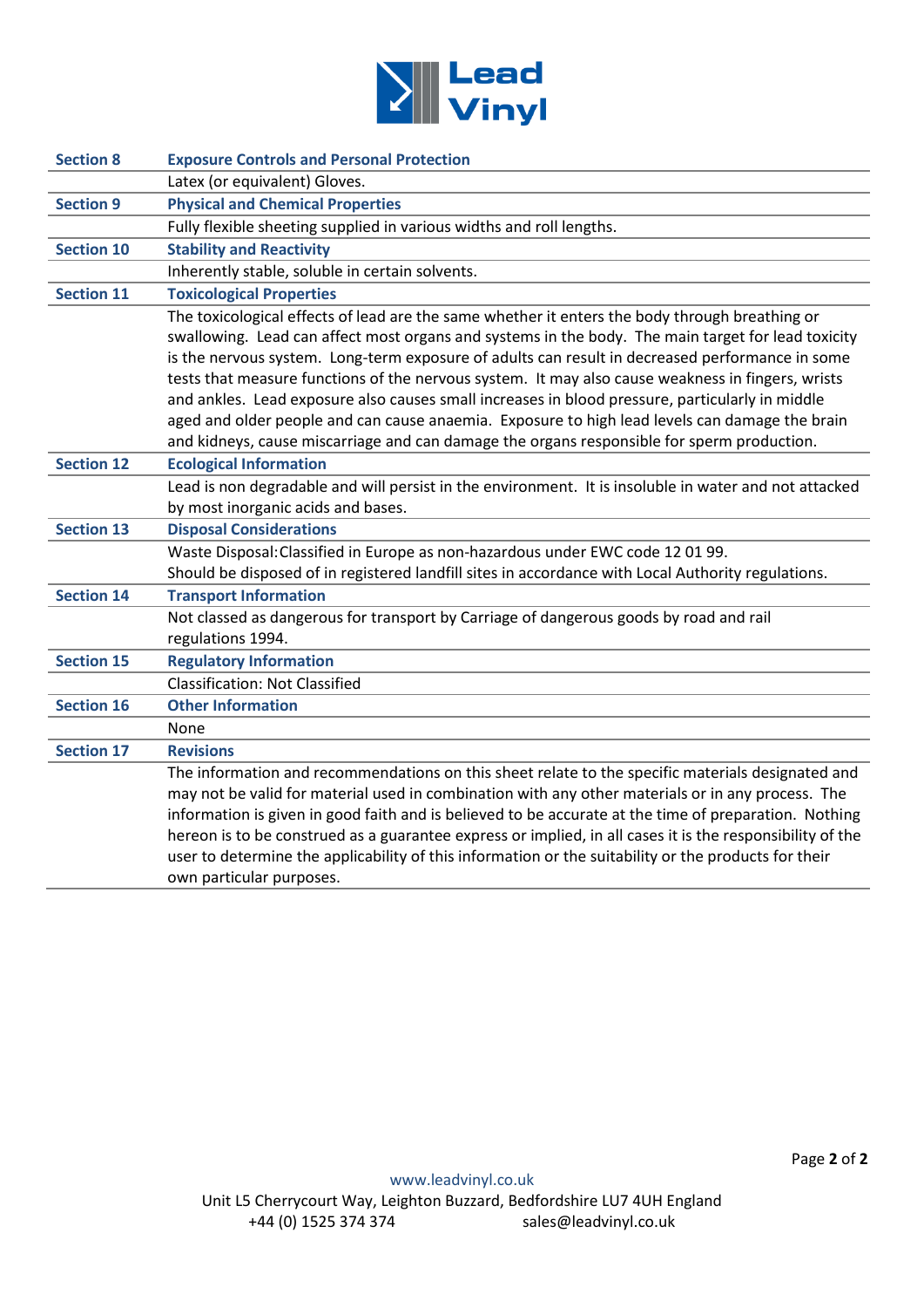| | |
|---|---|
| **Section 8** | **Exposure Controls and Personal Protection** |
| | Latex (or equivalent) Gloves. |
| **Section 9** | **Physical and Chemical Properties** |
| | Fully flexible sheeting supplied in various widths and roll lengths. |
| **Section 10** | **Stability and Reactivity** |
| | Inherently stable, soluble in certain solvents. |
| **Section 11** | **Toxicological Properties** |
| | The toxicological effects of lead are the same whether it enters the body through breathing or swallowing. Lead can affect most organs and systems in the body. The main target for lead toxicity is the nervous system. Long-term exposure of adults can result in decreased performance in some tests that measure functions of the nervous system. It may also cause weakness in fingers, wrists and ankles. Lead exposure also causes small increases in blood pressure, particularly in middle aged and older people and can cause anaemia. Exposure to high lead levels can damage the brain and kidneys, cause miscarriage and can damage the organs responsible for sperm production. |
| **Section 12** | **Ecological Information** |
| | Lead is non degradable and will persist in the environment. It is insoluble in water and not attacked by most inorganic acids and bases. |
| **Section 13** | **Disposal Considerations** |
| | Waste Disposal:Classified in Europe as non-hazardous under EWC code 12 01 99. Should be disposed of in registered landfill sites in accordance with Local Authority regulations. |
| **Section 14** | **Transport Information** |
| | Not classed as dangerous for transport by Carriage of dangerous goods by road and rail regulations 1994. |
| **Section 15** | **Regulatory Information** |
| | Classification: Not Classified |
| **Section 16** | **Other Information** |
| | None |
| **Section 17** | **Revisions** |
| | The information and recommendations on this sheet relate to the specific materials designated and may not be valid for material used in combination with any other materials or in any process. The information is given in good faith and is believed to be accurate at the time of preparation. Nothing hereon is to be construed as a guarantee express or implied, in all cases it is the responsibility of the user to determine the applicability of this information or the suitability or the products for their own particular purposes. |

www.leadvinyl.co.uk
Unit L5 Cherrycourt Way, Leighton Buzzard, Bedfordshire LU7 4UH England
+44 (0) 1525 374 374 sales@leadvinyl.co.uk